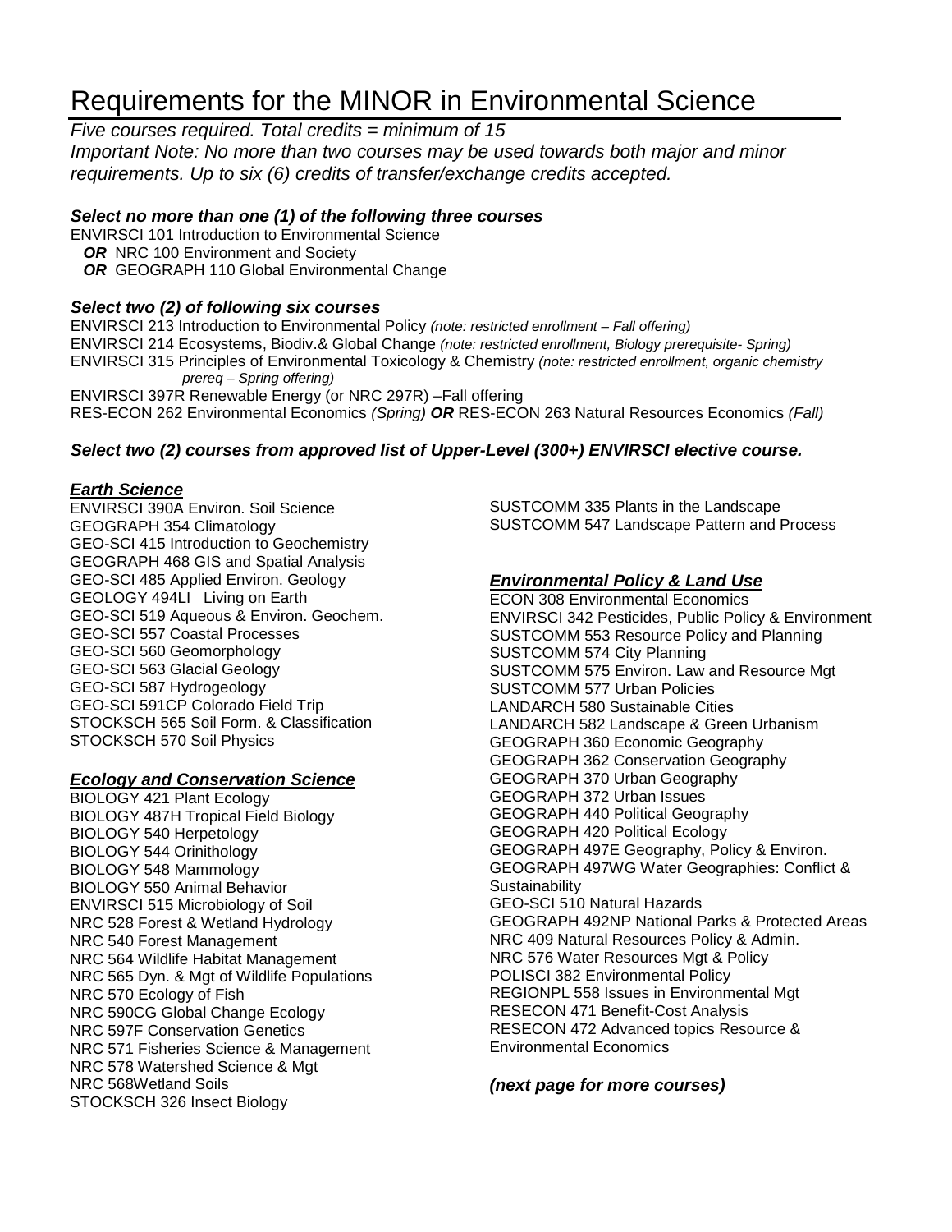# Requirements for the MINOR in Environmental Science

*Five courses required. Total credits = minimum of 15*
*Important Note: No more than two courses may be used towards both major and minor requirements. Up to six (6) credits of transfer/exchange credits accepted.*

### *Select no more than one (1) of the following three courses*

ENVIRSCI 101 Introduction to Environmental Science
***OR*** NRC 100 Environment and Society
***OR*** GEOGRAPH 110 Global Environmental Change

### *Select two (2) of following six courses*

ENVIRSCI 213 Introduction to Environmental Policy *(note: restricted enrollment – Fall offering)*
ENVIRSCI 214 Ecosystems, Biodiv.& Global Change *(note: restricted enrollment, Biology prerequisite- Spring)*
ENVIRSCI 315 Principles of Environmental Toxicology & Chemistry *(note: restricted enrollment, organic chemistry prereq – Spring offering)*
ENVIRSCI 397R Renewable Energy (or NRC 297R) –Fall offering
RES-ECON 262 Environmental Economics *(Spring)* ***OR*** RES-ECON 263 Natural Resources Economics *(Fall)*

### *Select two (2) courses from approved list of Upper-Level (300+) ENVIRSCI elective course.*

#### ***Earth Science***

ENVIRSCI 390A Environ. Soil Science
GEOGRAPH 354 Climatology
GEO-SCI 415 Introduction to Geochemistry
GEOGRAPH 468 GIS and Spatial Analysis
GEO-SCI 485 Applied Environ. Geology
GEOLOGY 494LI Living on Earth
GEO-SCI 519 Aqueous & Environ. Geochem.
GEO-SCI 557 Coastal Processes
GEO-SCI 560 Geomorphology
GEO-SCI 563 Glacial Geology
GEO-SCI 587 Hydrogeology
GEO-SCI 591CP Colorado Field Trip
STOCKSCH 565 Soil Form. & Classification
STOCKSCH 570 Soil Physics

#### ***Ecology and Conservation Science***

BIOLOGY 421 Plant Ecology
BIOLOGY 487H Tropical Field Biology
BIOLOGY 540 Herpetology
BIOLOGY 544 Orinithology
BIOLOGY 548 Mammology
BIOLOGY 550 Animal Behavior
ENVIRSCI 515 Microbiology of Soil
NRC 528 Forest & Wetland Hydrology
NRC 540 Forest Management
NRC 564 Wildlife Habitat Management
NRC 565 Dyn. & Mgt of Wildlife Populations
NRC 570 Ecology of Fish
NRC 590CG Global Change Ecology
NRC 597F Conservation Genetics
NRC 571 Fisheries Science & Management
NRC 578 Watershed Science & Mgt
NRC 568Wetland Soils
STOCKSCH 326 Insect Biology
SUSTCOMM 335 Plants in the Landscape
SUSTCOMM 547 Landscape Pattern and Process

#### ***Environmental Policy & Land Use***

ECON 308 Environmental Economics
ENVIRSCI 342 Pesticides, Public Policy & Environment
SUSTCOMM 553 Resource Policy and Planning
SUSTCOMM 574 City Planning
SUSTCOMM 575 Environ. Law and Resource Mgt
SUSTCOMM 577 Urban Policies
LANDARCH 580 Sustainable Cities
LANDARCH 582 Landscape & Green Urbanism
GEOGRAPH 360 Economic Geography
GEOGRAPH 362 Conservation Geography
GEOGRAPH 370 Urban Geography
GEOGRAPH 372 Urban Issues
GEOGRAPH 440 Political Geography
GEOGRAPH 420 Political Ecology
GEOGRAPH 497E Geography, Policy & Environ.
GEOGRAPH 497WG Water Geographies: Conflict & Sustainability
GEO-SCI 510 Natural Hazards
GEOGRAPH 492NP National Parks & Protected Areas
NRC 409 Natural Resources Policy & Admin.
NRC 576 Water Resources Mgt & Policy
POLISCI 382 Environmental Policy
REGIONPL 558 Issues in Environmental Mgt
RESECON 471 Benefit-Cost Analysis
RESECON 472 Advanced topics Resource & Environmental Economics

***(next page for more courses)***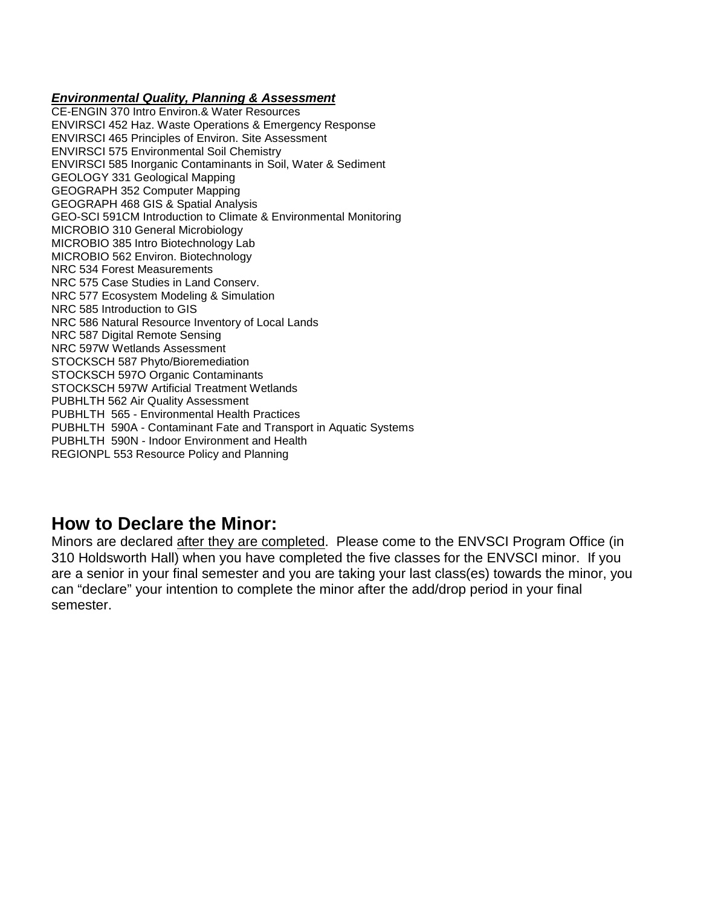***<u>Environmental Quality, Planning & Assessment</u>***

CE-ENGIN 370 Intro Environ.& Water Resources
ENVIRSCI 452 Haz. Waste Operations & Emergency Response
ENVIRSCI 465 Principles of Environ. Site Assessment
ENVIRSCI 575 Environmental Soil Chemistry
ENVIRSCI 585 Inorganic Contaminants in Soil, Water & Sediment
GEOLOGY 331 Geological Mapping
GEOGRAPH 352 Computer Mapping
GEOGRAPH 468 GIS & Spatial Analysis
GEO-SCI 591CM Introduction to Climate & Environmental Monitoring
MICROBIO 310 General Microbiology
MICROBIO 385 Intro Biotechnology Lab
MICROBIO 562 Environ. Biotechnology
NRC 534 Forest Measurements
NRC 575 Case Studies in Land Conserv.
NRC 577 Ecosystem Modeling & Simulation
NRC 585 Introduction to GIS
NRC 586 Natural Resource Inventory of Local Lands
NRC 587 Digital Remote Sensing
NRC 597W Wetlands Assessment
STOCKSCH 587 Phyto/Bioremediation
STOCKSCH 597O Organic Contaminants
STOCKSCH 597W Artificial Treatment Wetlands
PUBHLTH 562 Air Quality Assessment
PUBHLTH 565 - Environmental Health Practices
PUBHLTH 590A - Contaminant Fate and Transport in Aquatic Systems
PUBHLTH 590N - Indoor Environment and Health
REGIONPL 553 Resource Policy and Planning

## How to Declare the Minor:

Minors are declared <u>after they are completed</u>. Please come to the ENVSCI Program Office (in 310 Holdsworth Hall) when you have completed the five classes for the ENVSCI minor. If you are a senior in your final semester and you are taking your last class(es) towards the minor, you can "declare" your intention to complete the minor after the add/drop period in your final semester.